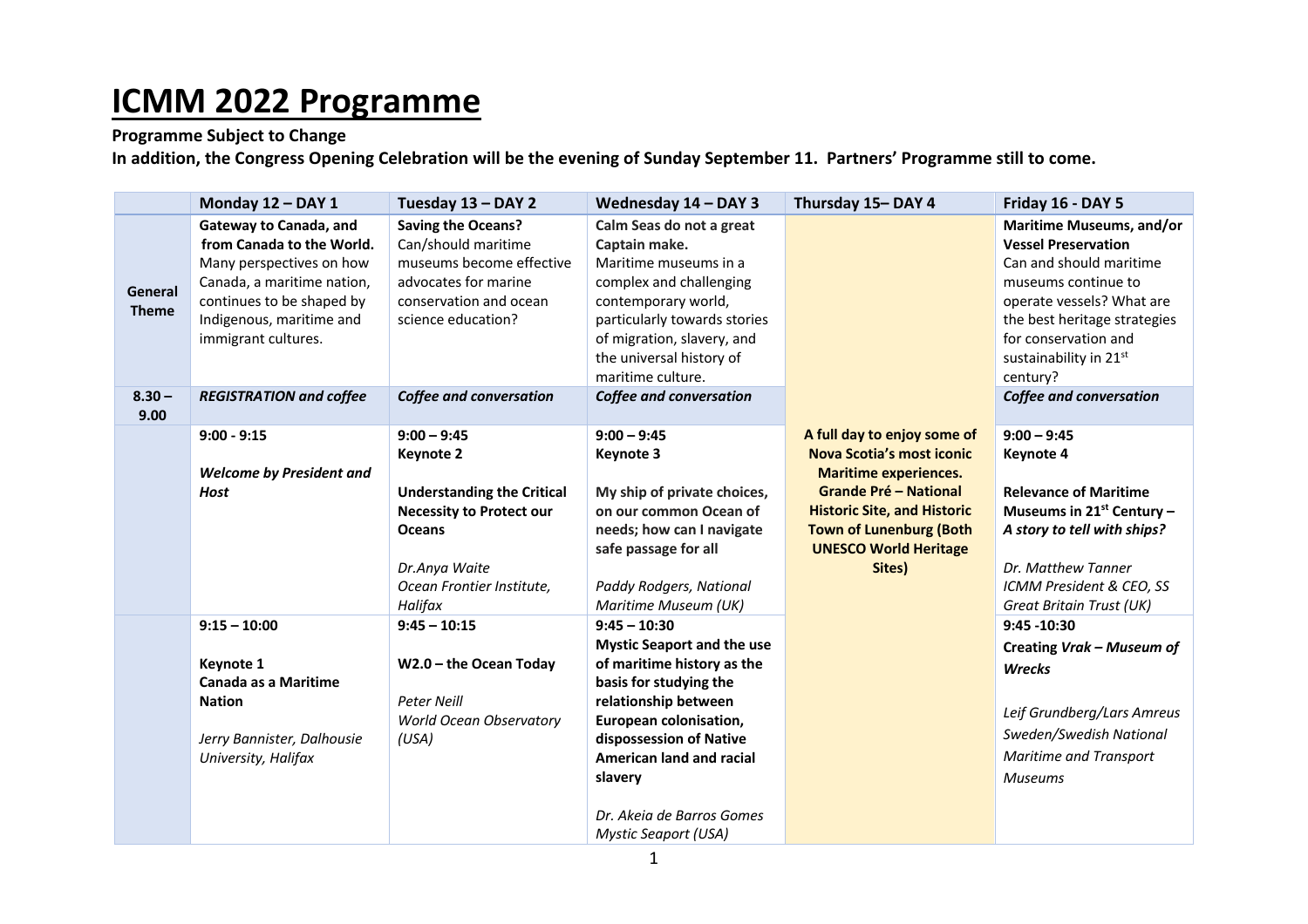# ICMM 2022 Programme

**Programme Subject to Change**

**In addition, the Congress Opening Celebration will be the evening of Sunday September 11. Partners' Programme still to come.**

| | Monday 12 – DAY 1 | Tuesday 13 – DAY 2 | Wednesday 14 – DAY 3 | Thursday 15– DAY 4 | Friday 16 - DAY 5 |
|---|---|---|---|---|---|
| **General Theme** | **Gateway to Canada, and from Canada to the World.** Many perspectives on how Canada, a maritime nation, continues to be shaped by Indigenous, maritime and immigrant cultures. | **Saving the Oceans?** Can/should maritime museums become effective advocates for marine conservation and ocean science education? | **Calm Seas do not a great Captain make.** Maritime museums in a complex and challenging contemporary world, particularly towards stories of migration, slavery, and the universal history of maritime culture. | **A full day to enjoy some of Nova Scotia's most iconic Maritime experiences. Grande Pré – National Historic Site, and Historic Town of Lunenburg (Both UNESCO World Heritage Sites)** | **Maritime Museums, and/or Vessel Preservation** Can and should maritime museums continue to operate vessels? What are the best heritage strategies for conservation and sustainability in 21st century? |
| **8.30 – 9.00** | ***REGISTRATION and coffee*** | ***Coffee and conversation*** | ***Coffee and conversation*** | | ***Coffee and conversation*** |
| | 9:00 - 9:15<br><br>***Welcome by President and Host*** | 9:00 – 9:45<br>**Keynote 2**<br><br>**Understanding the Critical Necessity to Protect our Oceans**<br><br>*Dr.Anya Waite*<br>*Ocean Frontier Institute, Halifax* | 9:00 – 9:45<br>**Keynote 3**<br><br>**My ship of private choices, on our common Ocean of needs; how can I navigate safe passage for all**<br><br>*Paddy Rodgers, National Maritime Museum (UK)* | | 9:00 – 9:45<br>**Keynote 4**<br><br>**Relevance of Maritime Museums in 21st Century –** ***A story to tell with ships?***<br><br>*Dr. Matthew Tanner*<br>*ICMM President & CEO, SS Great Britain Trust (UK)* |
| | 9:15 – 10:00<br><br>**Keynote 1**<br>**Canada as a Maritime Nation**<br><br>*Jerry Bannister, Dalhousie University, Halifax* | 9:45 – 10:15<br><br>**W2.0 – the Ocean Today**<br><br>*Peter Neill*<br>*World Ocean Observatory (USA)* | 9:45 – 10:30<br>**Mystic Seaport and the use of maritime history as the basis for studying the relationship between European colonisation, dispossession of Native American land and racial slavery**<br><br>*Dr. Akeia de Barros Gomes*<br>*Mystic Seaport (USA)* | | 9:45 -10:30<br>**Creating** ***Vrak – Museum of Wrecks***<br><br>*Leif Grundberg/Lars Amreus*<br>*Sweden/Swedish National Maritime and Transport Museums* |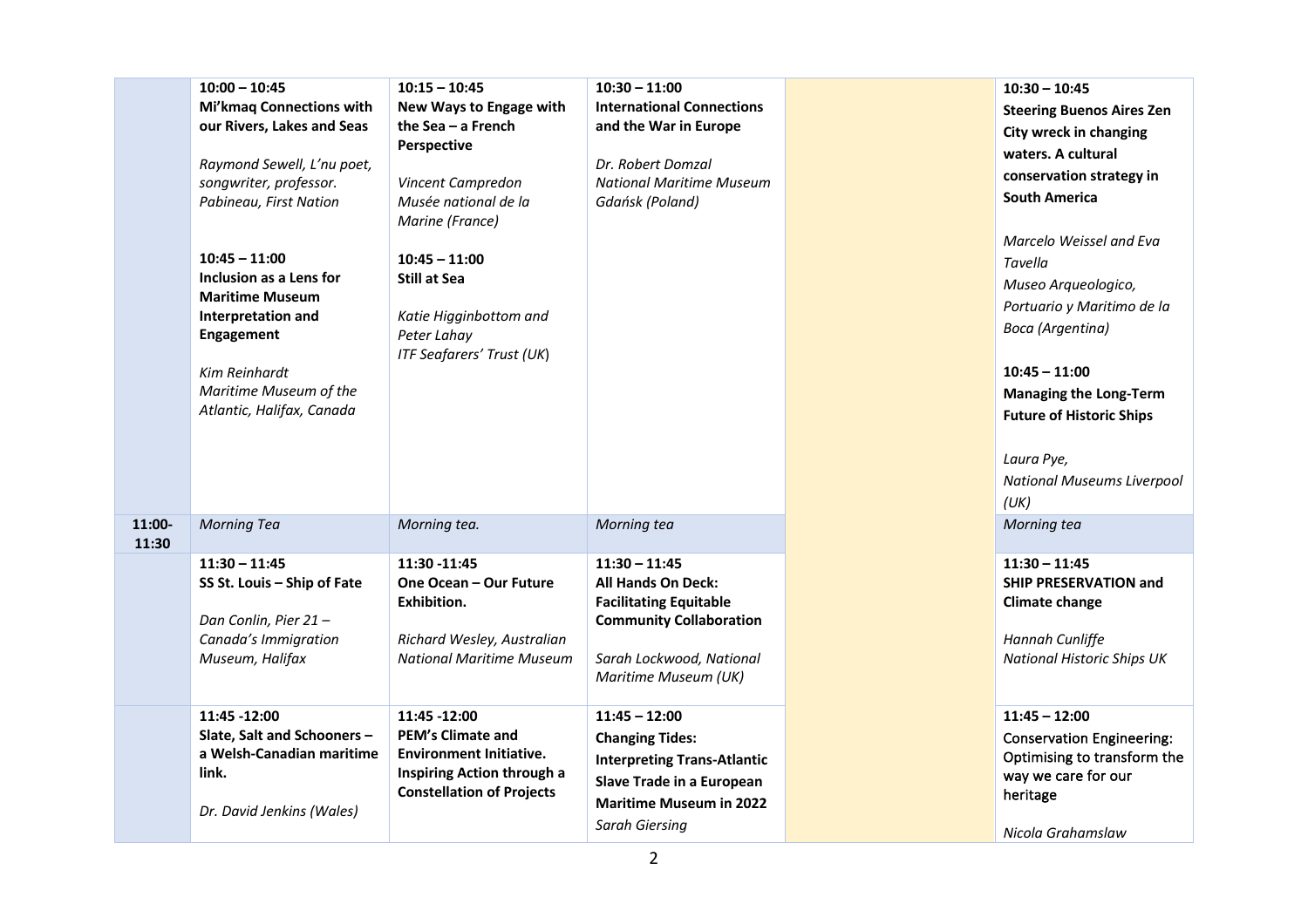| | | | | | |
|---|---|---|---|---|---|
| | **10:00 – 10:45**<br>**Mi'kmaq Connections with our Rivers, Lakes and Seas**<br><br>*Raymond Sewell, L'nu poet, songwriter, professor. Pabineau, First Nation*<br><br>**10:45 – 11:00**<br>**Inclusion as a Lens for Maritime Museum Interpretation and Engagement**<br><br>*Kim Reinhardt*<br>*Maritime Museum of the Atlantic, Halifax, Canada* | **10:15 – 10:45**<br>**New Ways to Engage with the Sea – a French Perspective**<br><br>*Vincent Campredon*<br>*Musée national de la Marine (France)*<br><br>**10:45 – 11:00**<br>**Still at Sea**<br><br>*Katie Higginbottom and Peter Lahay*<br>*ITF Seafarers' Trust (UK)* | **10:30 – 11:00**<br>**International Connections and the War in Europe**<br><br>*Dr. Robert Domzal*<br>*National Maritime Museum Gdańsk (Poland)* | | **10:30 – 10:45**<br>**Steering Buenos Aires Zen City wreck in changing waters. A cultural conservation strategy in South America**<br><br>*Marcelo Weissel and Eva Tavella*<br>*Museo Arqueologico, Portuario y Maritimo de la Boca (Argentina)*<br><br>**10:45 – 11:00**<br>**Managing the Long-Term Future of Historic Ships**<br><br>*Laura Pye,*<br>*National Museums Liverpool (UK)* |
| **11:00-11:30** | *Morning Tea* | *Morning tea.* | *Morning tea* | | *Morning tea* |
| | **11:30 – 11:45**<br>**SS St. Louis – Ship of Fate**<br><br>*Dan Conlin, Pier 21 – Canada's Immigration Museum, Halifax* | **11:30 -11:45**<br>**One Ocean – Our Future Exhibition.**<br><br>*Richard Wesley, Australian National Maritime Museum* | **11:30 – 11:45**<br>**All Hands On Deck: Facilitating Equitable Community Collaboration**<br><br>*Sarah Lockwood, National Maritime Museum (UK)* | | **11:30 – 11:45**<br>**SHIP PRESERVATION and Climate change**<br><br>*Hannah Cunliffe*<br>*National Historic Ships UK* |
| | **11:45 -12:00**<br>**Slate, Salt and Schooners – a Welsh-Canadian maritime link.**<br><br>*Dr. David Jenkins (Wales)* | **11:45 -12:00**<br>**PEM's Climate and Environment Initiative. Inspiring Action through a Constellation of Projects** | **11:45 – 12:00**<br>**Changing Tides: Interpreting Trans-Atlantic Slave Trade in a European Maritime Museum in 2022**<br>*Sarah Giersing* | | **11:45 – 12:00**<br>Conservation Engineering: Optimising to transform the way we care for our heritage<br><br>*Nicola Grahamslaw* |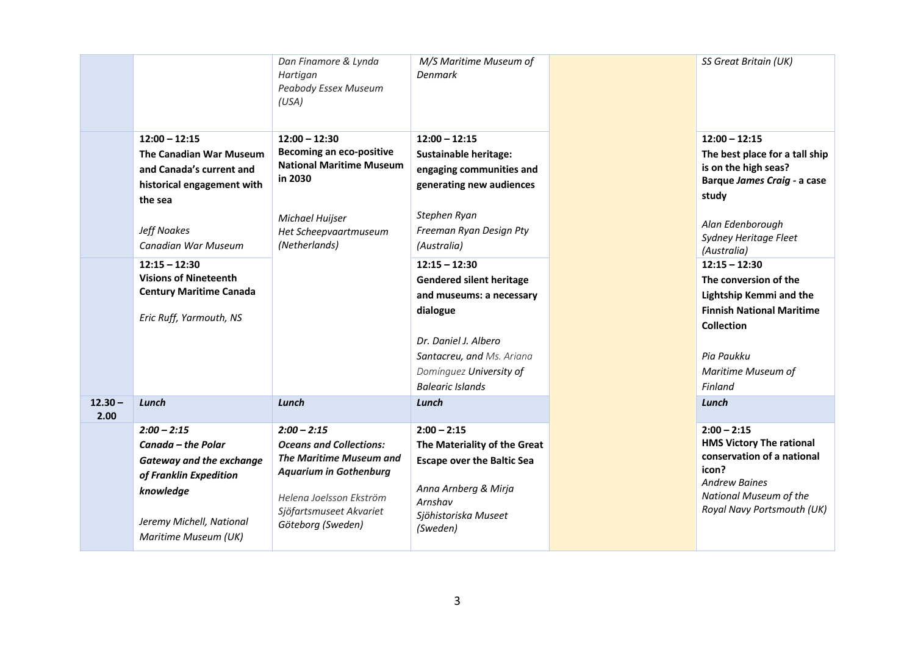| | | | | | |
|---|---|---|---|---|---|
| | | *Dan Finamore & Lynda Hartigan*<br>*Peabody Essex Museum (USA)* | *M/S Maritime Museum of Denmark* | | *SS Great Britain (UK)* |
| | **12:00 – 12:15**<br>**The Canadian War Museum and Canada's current and historical engagement with the sea**<br><br>*Jeff Noakes*<br>*Canadian War Museum* | **12:00 – 12:30**<br>**Becoming an eco-positive National Maritime Museum in 2030**<br><br>*Michael Huijser*<br>*Het Scheepvaartmuseum (Netherlands)* | **12:00 – 12:15**<br>**Sustainable heritage: engaging communities and generating new audiences**<br><br>*Stephen Ryan*<br>*Freeman Ryan Design Pty (Australia)* | | **12:00 – 12:15**<br>**The best place for a tall ship is on the high seas? Barque *James Craig* - a case study**<br><br>*Alan Edenborough*<br>*Sydney Heritage Fleet (Australia)* |
| | **12:15 – 12:30**<br>**Visions of Nineteenth Century Maritime Canada**<br><br>*Eric Ruff, Yarmouth, NS* | | **12:15 – 12:30**<br>**Gendered silent heritage and museums: a necessary dialogue**<br><br>*Dr. Daniel J. Albero Santacreu, and Ms. Ariana Domínguez University of Balearic Islands* | | **12:15 – 12:30**<br>**The conversion of the Lightship Kemmi and the Finnish National Maritime Collection**<br><br>*Pia Paukku*<br>*Maritime Museum of Finland* |
| **12.30 – 2.00** | ***Lunch*** | ***Lunch*** | ***Lunch*** | | ***Lunch*** |
| | ***2:00 – 2:15***<br>***Canada – the Polar Gateway and the exchange of Franklin Expedition knowledge***<br><br>*Jeremy Michell, National Maritime Museum (UK)* | ***2:00 – 2:15***<br>***Oceans and Collections: The Maritime Museum and Aquarium in Gothenburg***<br><br>*Helena Joelsson Ekström Sjöfartsmuseet Akvariet Göteborg (Sweden)* | **2:00 – 2:15**<br>**The Materiality of the Great Escape over the Baltic Sea**<br><br>*Anna Arnberg & Mirja Arnshav*<br>*Sjöhistoriska Museet (Sweden)* | | **2:00 – 2:15**<br>**HMS Victory The rational conservation of a national icon?**<br>*Andrew Baines*<br>*National Museum of the Royal Navy Portsmouth (UK)* |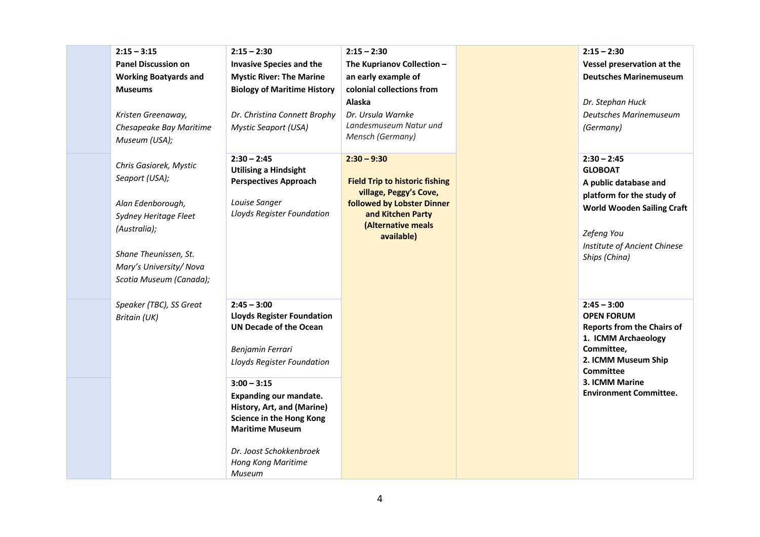| | | | | | |
|---|---|---|---|---|---|
| | **2:15 – 3:15** **Panel Discussion on Working Boatyards and Museums** *Kristen Greenaway, Chesapeake Bay Maritime Museum (USA);* *Chris Gasiorek, Mystic Seaport (USA);* *Alan Edenborough, Sydney Heritage Fleet (Australia);* *Shane Theunissen, St. Mary's University/ Nova Scotia Museum (Canada);* *Speaker (TBC), SS Great Britain (UK)* | **2:15 – 2:30** **Invasive Species and the Mystic River: The Marine Biology of Maritime History** *Dr. Christina Connett Brophy* *Mystic Seaport (USA)* | **2:15 – 2:30** **The Kuprianov Collection – an early example of colonial collections from Alaska** *Dr. Ursula Warnke* *Landesmuseum Natur und Mensch (Germany)* | | **2:15 – 2:30** **Vessel preservation at the Deutsches Marinemuseum** *Dr. Stephan Huck* *Deutsches Marinemuseum (Germany)* |
| | | **2:30 – 2:45** **Utilising a Hindsight Perspectives Approach** *Louise Sanger* *Lloyds Register Foundation* | **2:30 – 9:30** **Field Trip to historic fishing village, Peggy's Cove, followed by Lobster Dinner and Kitchen Party (Alternative meals available)** | | **2:30 – 2:45** **GLOBOAT** **A public database and platform for the study of World Wooden Sailing Craft** *Zefeng You* *Institute of Ancient Chinese Ships (China)* |
| | | **2:45 – 3:00** **Lloyds Register Foundation UN Decade of the Ocean** *Benjamin Ferrari* *Lloyds Register Foundation* | | | **2:45 – 3:00** **OPEN FORUM** **Reports from the Chairs of** **1. ICMM Archaeology Committee,** **2. ICMM Museum Ship Committee** **3. ICMM Marine Environment Committee.** |
| | | **3:00 – 3:15** **Expanding our mandate. History, Art, and (Marine) Science in the Hong Kong Maritime Museum** *Dr. Joost Schokkenbroek* *Hong Kong Maritime Museum* | | | |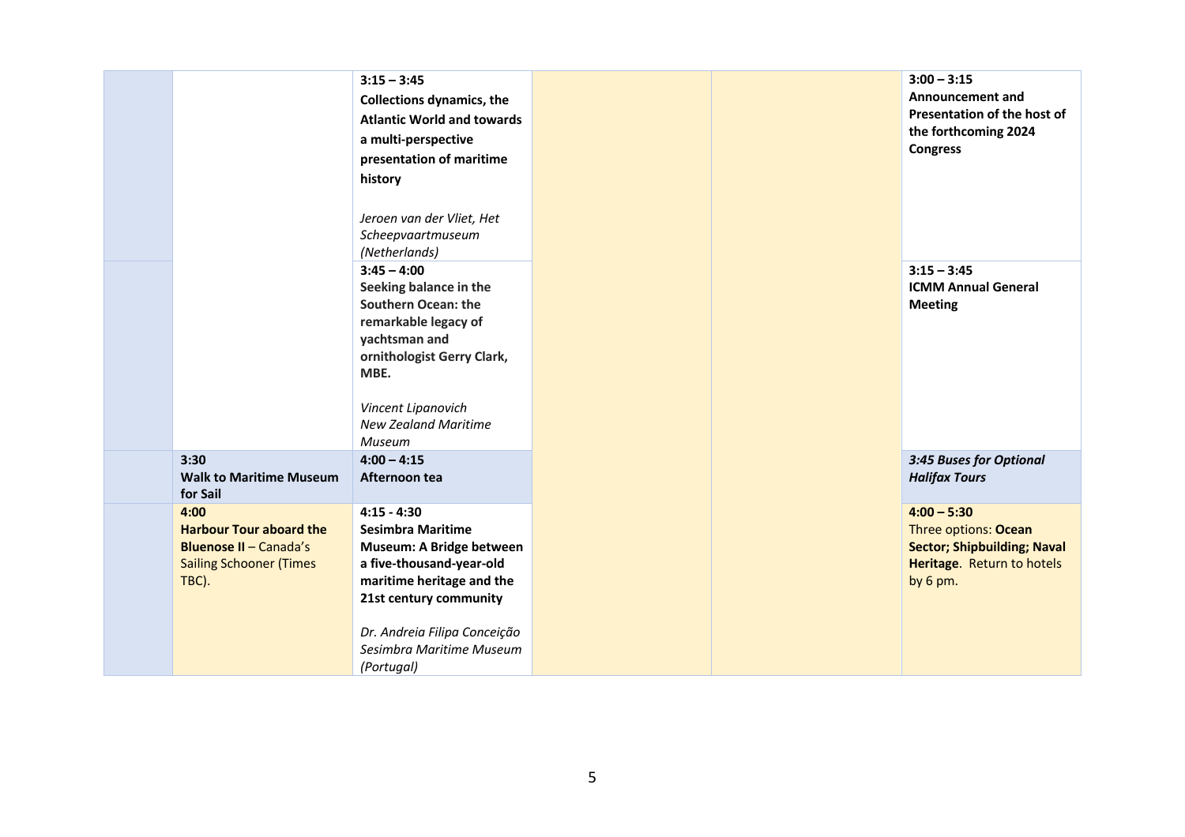|  |  |  |  |  |  |
|---|---|---|---|---|---|
|  |  | **3:15 – 3:45**<br>**Collections dynamics, the Atlantic World and towards a multi-perspective presentation of maritime history**<br><br>*Jeroen van der Vliet, Het Scheepvaartmuseum (Netherlands)* |  |  | **3:00 – 3:15**<br>**Announcement and Presentation of the host of the forthcoming 2024 Congress** |
|  |  | **3:45 – 4:00**<br>**Seeking balance in the Southern Ocean: the remarkable legacy of yachtsman and ornithologist Gerry Clark, MBE.**<br><br>*Vincent Lipanovich New Zealand Maritime Museum* |  |  | **3:15 – 3:45**<br>**ICMM Annual General Meeting** |
|  | **3:30**<br>**Walk to Maritime Museum for Sail** | **4:00 – 4:15**<br>**Afternoon tea** |  |  | ***3:45 Buses for Optional Halifax Tours*** |
|  | **4:00**<br>**Harbour Tour aboard the Bluenose II** – Canada's Sailing Schooner (Times TBC). | **4:15 - 4:30**<br>**Sesimbra Maritime Museum: A Bridge between a five-thousand-year-old maritime heritage and the 21st century community**<br><br>*Dr. Andreia Filipa Conceição Sesimbra Maritime Museum (Portugal)* |  |  | **4:00 – 5:30**<br>Three options: **Ocean Sector; Shipbuilding; Naval Heritage**. Return to hotels by 6 pm. |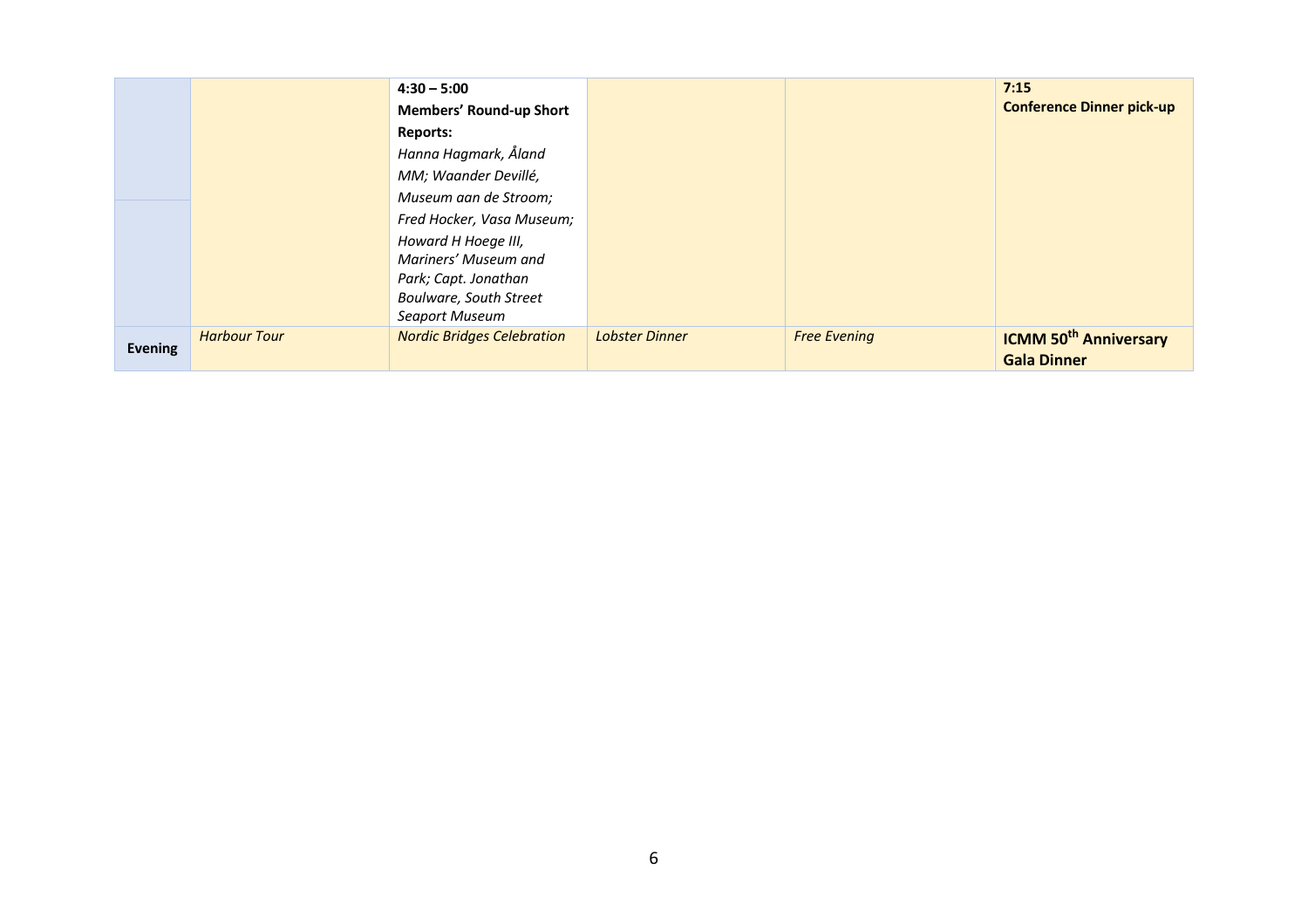| | | | | | |
|---|---|---|---|---|---|
| | | **4:30 – 5:00** **Members' Round-up Short Reports:** *Hanna Hagmark, Åland MM; Waander Devillé, Museum aan de Stroom; Fred Hocker, Vasa Museum; Howard H Hoege III, Mariners' Museum and Park; Capt. Jonathan Boulware, South Street Seaport Museum* | | | **7:15** **Conference Dinner pick-up** |
| **Evening** | *Harbour Tour* | *Nordic Bridges Celebration* | *Lobster Dinner* | *Free Evening* | **ICMM 50th Anniversary Gala Dinner** |